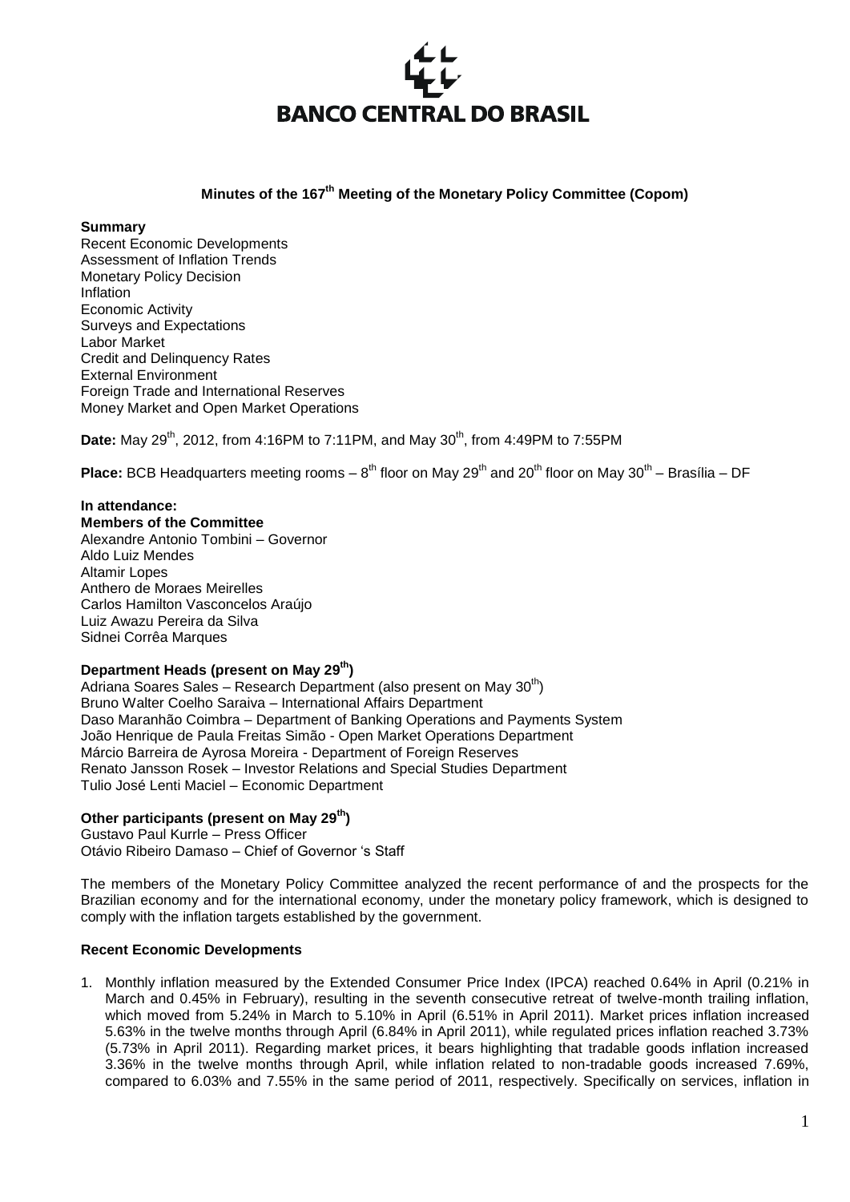**BANCO CENTRAL DO BRASIL**

# Minutes of the 167th Meeting of the Monetary Policy Committee (Copom)

**Summary**

Recent Economic Developments
Assessment of Inflation Trends
Monetary Policy Decision
Inflation
Economic Activity
Surveys and Expectations
Labor Market
Credit and Delinquency Rates
External Environment
Foreign Trade and International Reserves
Money Market and Open Market Operations

**Date:** May 29th, 2012, from 4:16PM to 7:11PM, and May 30th, from 4:49PM to 7:55PM

**Place:** BCB Headquarters meeting rooms – 8th floor on May 29th and 20th floor on May 30th – Brasília – DF

**In attendance:**

**Members of the Committee**

Alexandre Antonio Tombini – Governor
Aldo Luiz Mendes
Altamir Lopes
Anthero de Moraes Meirelles
Carlos Hamilton Vasconcelos Araújo
Luiz Awazu Pereira da Silva
Sidnei Corrêa Marques

**Department Heads (present on May 29th)**

Adriana Soares Sales – Research Department (also present on May 30th)
Bruno Walter Coelho Saraiva – International Affairs Department
Daso Maranhão Coimbra – Department of Banking Operations and Payments System
João Henrique de Paula Freitas Simão - Open Market Operations Department
Márcio Barreira de Ayrosa Moreira - Department of Foreign Reserves
Renato Jansson Rosek – Investor Relations and Special Studies Department
Tulio José Lenti Maciel – Economic Department

**Other participants (present on May 29th)**

Gustavo Paul Kurrle – Press Officer
Otávio Ribeiro Damaso – Chief of Governor 's Staff

The members of the Monetary Policy Committee analyzed the recent performance of and the prospects for the Brazilian economy and for the international economy, under the monetary policy framework, which is designed to comply with the inflation targets established by the government.

## Recent Economic Developments

1. Monthly inflation measured by the Extended Consumer Price Index (IPCA) reached 0.64% in April (0.21% in March and 0.45% in February), resulting in the seventh consecutive retreat of twelve-month trailing inflation, which moved from 5.24% in March to 5.10% in April (6.51% in April 2011). Market prices inflation increased 5.63% in the twelve months through April (6.84% in April 2011), while regulated prices inflation reached 3.73% (5.73% in April 2011). Regarding market prices, it bears highlighting that tradable goods inflation increased 3.36% in the twelve months through April, while inflation related to non-tradable goods increased 7.69%, compared to 6.03% and 7.55% in the same period of 2011, respectively. Specifically on services, inflation in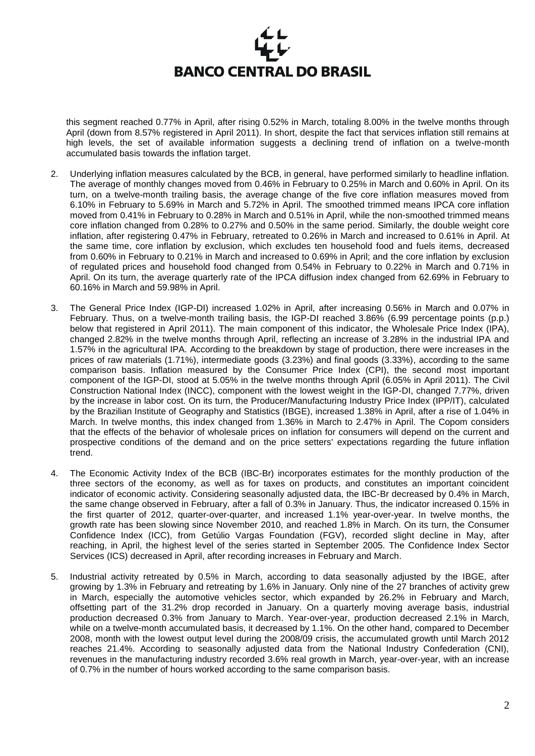this segment reached 0.77% in April, after rising 0.52% in March, totaling 8.00% in the twelve months through April (down from 8.57% registered in April 2011). In short, despite the fact that services inflation still remains at high levels, the set of available information suggests a declining trend of inflation on a twelve-month accumulated basis towards the inflation target.

2. Underlying inflation measures calculated by the BCB, in general, have performed similarly to headline inflation. The average of monthly changes moved from 0.46% in February to 0.25% in March and 0.60% in April. On its turn, on a twelve-month trailing basis, the average change of the five core inflation measures moved from 6.10% in February to 5.69% in March and 5.72% in April. The smoothed trimmed means IPCA core inflation moved from 0.41% in February to 0.28% in March and 0.51% in April, while the non-smoothed trimmed means core inflation changed from 0.28% to 0.27% and 0.50% in the same period. Similarly, the double weight core inflation, after registering 0.47% in February, retreated to 0.26% in March and increased to 0.61% in April. At the same time, core inflation by exclusion, which excludes ten household food and fuels items, decreased from 0.60% in February to 0.21% in March and increased to 0.69% in April; and the core inflation by exclusion of regulated prices and household food changed from 0.54% in February to 0.22% in March and 0.71% in April. On its turn, the average quarterly rate of the IPCA diffusion index changed from 62.69% in February to 60.16% in March and 59.98% in April.

3. The General Price Index (IGP-DI) increased 1.02% in April, after increasing 0.56% in March and 0.07% in February. Thus, on a twelve-month trailing basis, the IGP-DI reached 3.86% (6.99 percentage points (p.p.) below that registered in April 2011). The main component of this indicator, the Wholesale Price Index (IPA), changed 2.82% in the twelve months through April, reflecting an increase of 3.28% in the industrial IPA and 1.57% in the agricultural IPA. According to the breakdown by stage of production, there were increases in the prices of raw materials (1.71%), intermediate goods (3.23%) and final goods (3.33%), according to the same comparison basis. Inflation measured by the Consumer Price Index (CPI), the second most important component of the IGP-DI, stood at 5.05% in the twelve months through April (6.05% in April 2011). The Civil Construction National Index (INCC), component with the lowest weight in the IGP-DI, changed 7.77%, driven by the increase in labor cost. On its turn, the Producer/Manufacturing Industry Price Index (IPP/IT), calculated by the Brazilian Institute of Geography and Statistics (IBGE), increased 1.38% in April, after a rise of 1.04% in March. In twelve months, this index changed from 1.36% in March to 2.47% in April. The Copom considers that the effects of the behavior of wholesale prices on inflation for consumers will depend on the current and prospective conditions of the demand and on the price setters' expectations regarding the future inflation trend.

4. The Economic Activity Index of the BCB (IBC-Br) incorporates estimates for the monthly production of the three sectors of the economy, as well as for taxes on products, and constitutes an important coincident indicator of economic activity. Considering seasonally adjusted data, the IBC-Br decreased by 0.4% in March, the same change observed in February, after a fall of 0.3% in January. Thus, the indicator increased 0.15% in the first quarter of 2012, quarter-over-quarter, and increased 1.1% year-over-year. In twelve months, the growth rate has been slowing since November 2010, and reached 1.8% in March. On its turn, the Consumer Confidence Index (ICC), from Getúlio Vargas Foundation (FGV), recorded slight decline in May, after reaching, in April, the highest level of the series started in September 2005. The Confidence Index Sector Services (ICS) decreased in April, after recording increases in February and March.

5. Industrial activity retreated by 0.5% in March, according to data seasonally adjusted by the IBGE, after growing by 1.3% in February and retreating by 1.6% in January. Only nine of the 27 branches of activity grew in March, especially the automotive vehicles sector, which expanded by 26.2% in February and March, offsetting part of the 31.2% drop recorded in January. On a quarterly moving average basis, industrial production decreased 0.3% from January to March. Year-over-year, production decreased 2.1% in March, while on a twelve-month accumulated basis, it decreased by 1.1%. On the other hand, compared to December 2008, month with the lowest output level during the 2008/09 crisis, the accumulated growth until March 2012 reaches 21.4%. According to seasonally adjusted data from the National Industry Confederation (CNI), revenues in the manufacturing industry recorded 3.6% real growth in March, year-over-year, with an increase of 0.7% in the number of hours worked according to the same comparison basis.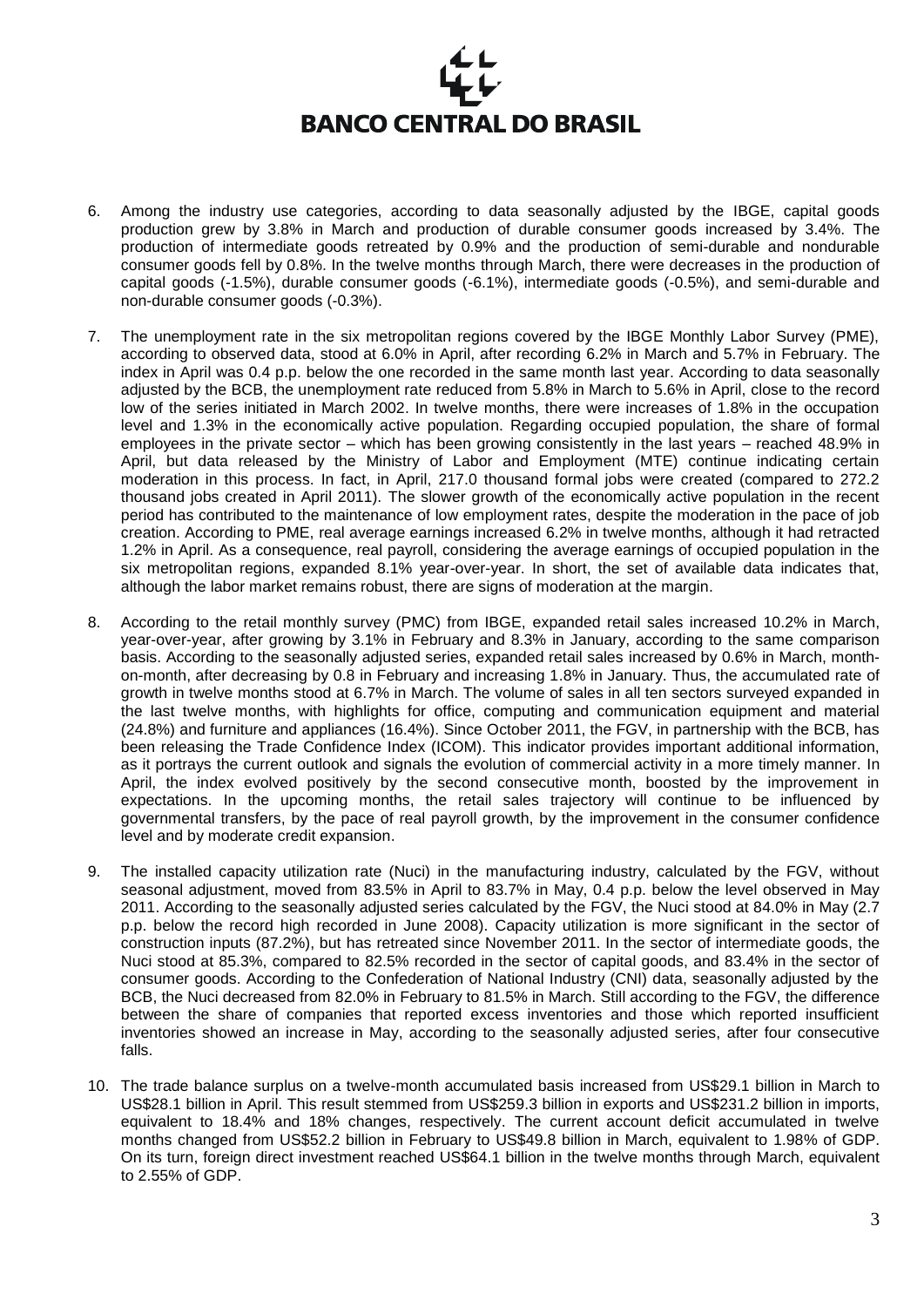6. Among the industry use categories, according to data seasonally adjusted by the IBGE, capital goods production grew by 3.8% in March and production of durable consumer goods increased by 3.4%. The production of intermediate goods retreated by 0.9% and the production of semi-durable and nondurable consumer goods fell by 0.8%. In the twelve months through March, there were decreases in the production of capital goods (-1.5%), durable consumer goods (-6.1%), intermediate goods (-0.5%), and semi-durable and non-durable consumer goods (-0.3%).

7. The unemployment rate in the six metropolitan regions covered by the IBGE Monthly Labor Survey (PME), according to observed data, stood at 6.0% in April, after recording 6.2% in March and 5.7% in February. The index in April was 0.4 p.p. below the one recorded in the same month last year. According to data seasonally adjusted by the BCB, the unemployment rate reduced from 5.8% in March to 5.6% in April, close to the record low of the series initiated in March 2002. In twelve months, there were increases of 1.8% in the occupation level and 1.3% in the economically active population. Regarding occupied population, the share of formal employees in the private sector – which has been growing consistently in the last years – reached 48.9% in April, but data released by the Ministry of Labor and Employment (MTE) continue indicating certain moderation in this process. In fact, in April, 217.0 thousand formal jobs were created (compared to 272.2 thousand jobs created in April 2011). The slower growth of the economically active population in the recent period has contributed to the maintenance of low employment rates, despite the moderation in the pace of job creation. According to PME, real average earnings increased 6.2% in twelve months, although it had retracted 1.2% in April. As a consequence, real payroll, considering the average earnings of occupied population in the six metropolitan regions, expanded 8.1% year-over-year. In short, the set of available data indicates that, although the labor market remains robust, there are signs of moderation at the margin.

8. According to the retail monthly survey (PMC) from IBGE, expanded retail sales increased 10.2% in March, year-over-year, after growing by 3.1% in February and 8.3% in January, according to the same comparison basis. According to the seasonally adjusted series, expanded retail sales increased by 0.6% in March, month-on-month, after decreasing by 0.8 in February and increasing 1.8% in January. Thus, the accumulated rate of growth in twelve months stood at 6.7% in March. The volume of sales in all ten sectors surveyed expanded in the last twelve months, with highlights for office, computing and communication equipment and material (24.8%) and furniture and appliances (16.4%). Since October 2011, the FGV, in partnership with the BCB, has been releasing the Trade Confidence Index (ICOM). This indicator provides important additional information, as it portrays the current outlook and signals the evolution of commercial activity in a more timely manner. In April, the index evolved positively by the second consecutive month, boosted by the improvement in expectations. In the upcoming months, the retail sales trajectory will continue to be influenced by governmental transfers, by the pace of real payroll growth, by the improvement in the consumer confidence level and by moderate credit expansion.

9. The installed capacity utilization rate (Nuci) in the manufacturing industry, calculated by the FGV, without seasonal adjustment, moved from 83.5% in April to 83.7% in May, 0.4 p.p. below the level observed in May 2011. According to the seasonally adjusted series calculated by the FGV, the Nuci stood at 84.0% in May (2.7 p.p. below the record high recorded in June 2008). Capacity utilization is more significant in the sector of construction inputs (87.2%), but has retreated since November 2011. In the sector of intermediate goods, the Nuci stood at 85.3%, compared to 82.5% recorded in the sector of capital goods, and 83.4% in the sector of consumer goods. According to the Confederation of National Industry (CNI) data, seasonally adjusted by the BCB, the Nuci decreased from 82.0% in February to 81.5% in March. Still according to the FGV, the difference between the share of companies that reported excess inventories and those which reported insufficient inventories showed an increase in May, according to the seasonally adjusted series, after four consecutive falls.

10. The trade balance surplus on a twelve-month accumulated basis increased from US$29.1 billion in March to US$28.1 billion in April. This result stemmed from US$259.3 billion in exports and US$231.2 billion in imports, equivalent to 18.4% and 18% changes, respectively. The current account deficit accumulated in twelve months changed from US$52.2 billion in February to US$49.8 billion in March, equivalent to 1.98% of GDP. On its turn, foreign direct investment reached US$64.1 billion in the twelve months through March, equivalent to 2.55% of GDP.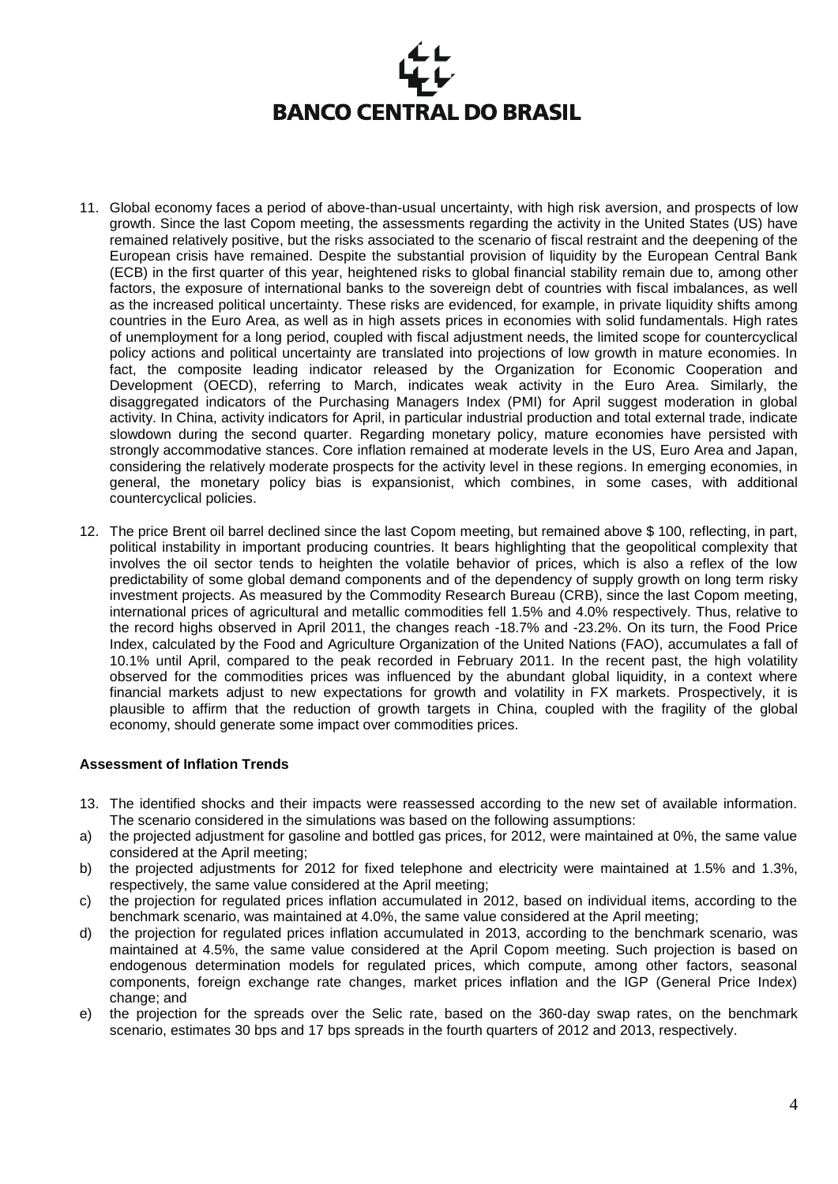11. Global economy faces a period of above-than-usual uncertainty, with high risk aversion, and prospects of low growth. Since the last Copom meeting, the assessments regarding the activity in the United States (US) have remained relatively positive, but the risks associated to the scenario of fiscal restraint and the deepening of the European crisis have remained. Despite the substantial provision of liquidity by the European Central Bank (ECB) in the first quarter of this year, heightened risks to global financial stability remain due to, among other factors, the exposure of international banks to the sovereign debt of countries with fiscal imbalances, as well as the increased political uncertainty. These risks are evidenced, for example, in private liquidity shifts among countries in the Euro Area, as well as in high assets prices in economies with solid fundamentals. High rates of unemployment for a long period, coupled with fiscal adjustment needs, the limited scope for countercyclical policy actions and political uncertainty are translated into projections of low growth in mature economies. In fact, the composite leading indicator released by the Organization for Economic Cooperation and Development (OECD), referring to March, indicates weak activity in the Euro Area. Similarly, the disaggregated indicators of the Purchasing Managers Index (PMI) for April suggest moderation in global activity. In China, activity indicators for April, in particular industrial production and total external trade, indicate slowdown during the second quarter. Regarding monetary policy, mature economies have persisted with strongly accommodative stances. Core inflation remained at moderate levels in the US, Euro Area and Japan, considering the relatively moderate prospects for the activity level in these regions. In emerging economies, in general, the monetary policy bias is expansionist, which combines, in some cases, with additional countercyclical policies.

12. The price Brent oil barrel declined since the last Copom meeting, but remained above $ 100, reflecting, in part, political instability in important producing countries. It bears highlighting that the geopolitical complexity that involves the oil sector tends to heighten the volatile behavior of prices, which is also a reflex of the low predictability of some global demand components and of the dependency of supply growth on long term risky investment projects. As measured by the Commodity Research Bureau (CRB), since the last Copom meeting, international prices of agricultural and metallic commodities fell 1.5% and 4.0% respectively. Thus, relative to the record highs observed in April 2011, the changes reach -18.7% and -23.2%. On its turn, the Food Price Index, calculated by the Food and Agriculture Organization of the United Nations (FAO), accumulates a fall of 10.1% until April, compared to the peak recorded in February 2011. In the recent past, the high volatility observed for the commodities prices was influenced by the abundant global liquidity, in a context where financial markets adjust to new expectations for growth and volatility in FX markets. Prospectively, it is plausible to affirm that the reduction of growth targets in China, coupled with the fragility of the global economy, should generate some impact over commodities prices.

**Assessment of Inflation Trends**

13. The identified shocks and their impacts were reassessed according to the new set of available information. The scenario considered in the simulations was based on the following assumptions:

a) the projected adjustment for gasoline and bottled gas prices, for 2012, were maintained at 0%, the same value considered at the April meeting;

b) the projected adjustments for 2012 for fixed telephone and electricity were maintained at 1.5% and 1.3%, respectively, the same value considered at the April meeting;

c) the projection for regulated prices inflation accumulated in 2012, based on individual items, according to the benchmark scenario, was maintained at 4.0%, the same value considered at the April meeting;

d) the projection for regulated prices inflation accumulated in 2013, according to the benchmark scenario, was maintained at 4.5%, the same value considered at the April Copom meeting. Such projection is based on endogenous determination models for regulated prices, which compute, among other factors, seasonal components, foreign exchange rate changes, market prices inflation and the IGP (General Price Index) change; and

e) the projection for the spreads over the Selic rate, based on the 360-day swap rates, on the benchmark scenario, estimates 30 bps and 17 bps spreads in the fourth quarters of 2012 and 2013, respectively.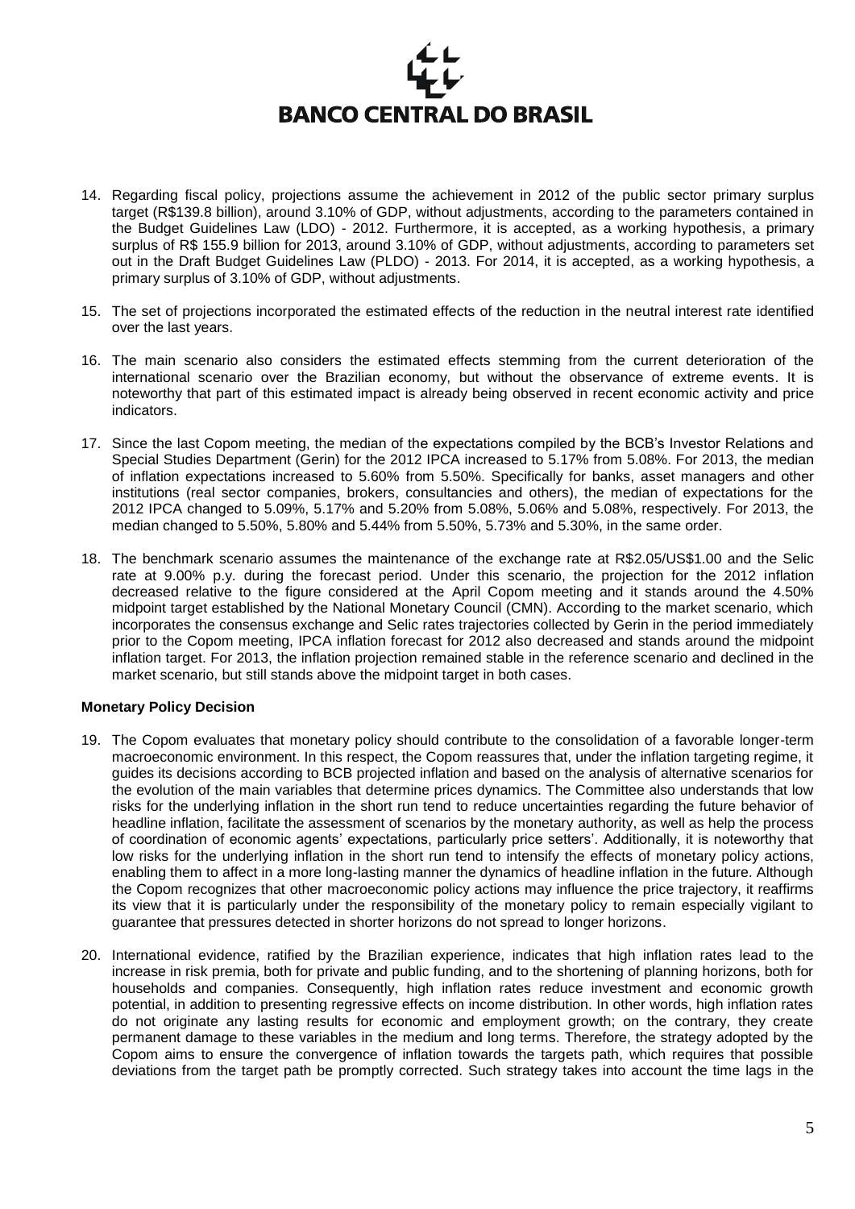14. Regarding fiscal policy, projections assume the achievement in 2012 of the public sector primary surplus target (R$139.8 billion), around 3.10% of GDP, without adjustments, according to the parameters contained in the Budget Guidelines Law (LDO) - 2012. Furthermore, it is accepted, as a working hypothesis, a primary surplus of R$ 155.9 billion for 2013, around 3.10% of GDP, without adjustments, according to parameters set out in the Draft Budget Guidelines Law (PLDO) - 2013. For 2014, it is accepted, as a working hypothesis, a primary surplus of 3.10% of GDP, without adjustments.

15. The set of projections incorporated the estimated effects of the reduction in the neutral interest rate identified over the last years.

16. The main scenario also considers the estimated effects stemming from the current deterioration of the international scenario over the Brazilian economy, but without the observance of extreme events. It is noteworthy that part of this estimated impact is already being observed in recent economic activity and price indicators.

17. Since the last Copom meeting, the median of the expectations compiled by the BCB's Investor Relations and Special Studies Department (Gerin) for the 2012 IPCA increased to 5.17% from 5.08%. For 2013, the median of inflation expectations increased to 5.60% from 5.50%. Specifically for banks, asset managers and other institutions (real sector companies, brokers, consultancies and others), the median of expectations for the 2012 IPCA changed to 5.09%, 5.17% and 5.20% from 5.08%, 5.06% and 5.08%, respectively. For 2013, the median changed to 5.50%, 5.80% and 5.44% from 5.50%, 5.73% and 5.30%, in the same order.

18. The benchmark scenario assumes the maintenance of the exchange rate at R$2.05/US$1.00 and the Selic rate at 9.00% p.y. during the forecast period. Under this scenario, the projection for the 2012 inflation decreased relative to the figure considered at the April Copom meeting and it stands around the 4.50% midpoint target established by the National Monetary Council (CMN). According to the market scenario, which incorporates the consensus exchange and Selic rates trajectories collected by Gerin in the period immediately prior to the Copom meeting, IPCA inflation forecast for 2012 also decreased and stands around the midpoint inflation target. For 2013, the inflation projection remained stable in the reference scenario and declined in the market scenario, but still stands above the midpoint target in both cases.

**Monetary Policy Decision**

19. The Copom evaluates that monetary policy should contribute to the consolidation of a favorable longer-term macroeconomic environment. In this respect, the Copom reassures that, under the inflation targeting regime, it guides its decisions according to BCB projected inflation and based on the analysis of alternative scenarios for the evolution of the main variables that determine prices dynamics. The Committee also understands that low risks for the underlying inflation in the short run tend to reduce uncertainties regarding the future behavior of headline inflation, facilitate the assessment of scenarios by the monetary authority, as well as help the process of coordination of economic agents' expectations, particularly price setters'. Additionally, it is noteworthy that low risks for the underlying inflation in the short run tend to intensify the effects of monetary policy actions, enabling them to affect in a more long-lasting manner the dynamics of headline inflation in the future. Although the Copom recognizes that other macroeconomic policy actions may influence the price trajectory, it reaffirms its view that it is particularly under the responsibility of the monetary policy to remain especially vigilant to guarantee that pressures detected in shorter horizons do not spread to longer horizons.

20. International evidence, ratified by the Brazilian experience, indicates that high inflation rates lead to the increase in risk premia, both for private and public funding, and to the shortening of planning horizons, both for households and companies. Consequently, high inflation rates reduce investment and economic growth potential, in addition to presenting regressive effects on income distribution. In other words, high inflation rates do not originate any lasting results for economic and employment growth; on the contrary, they create permanent damage to these variables in the medium and long terms. Therefore, the strategy adopted by the Copom aims to ensure the convergence of inflation towards the targets path, which requires that possible deviations from the target path be promptly corrected. Such strategy takes into account the time lags in the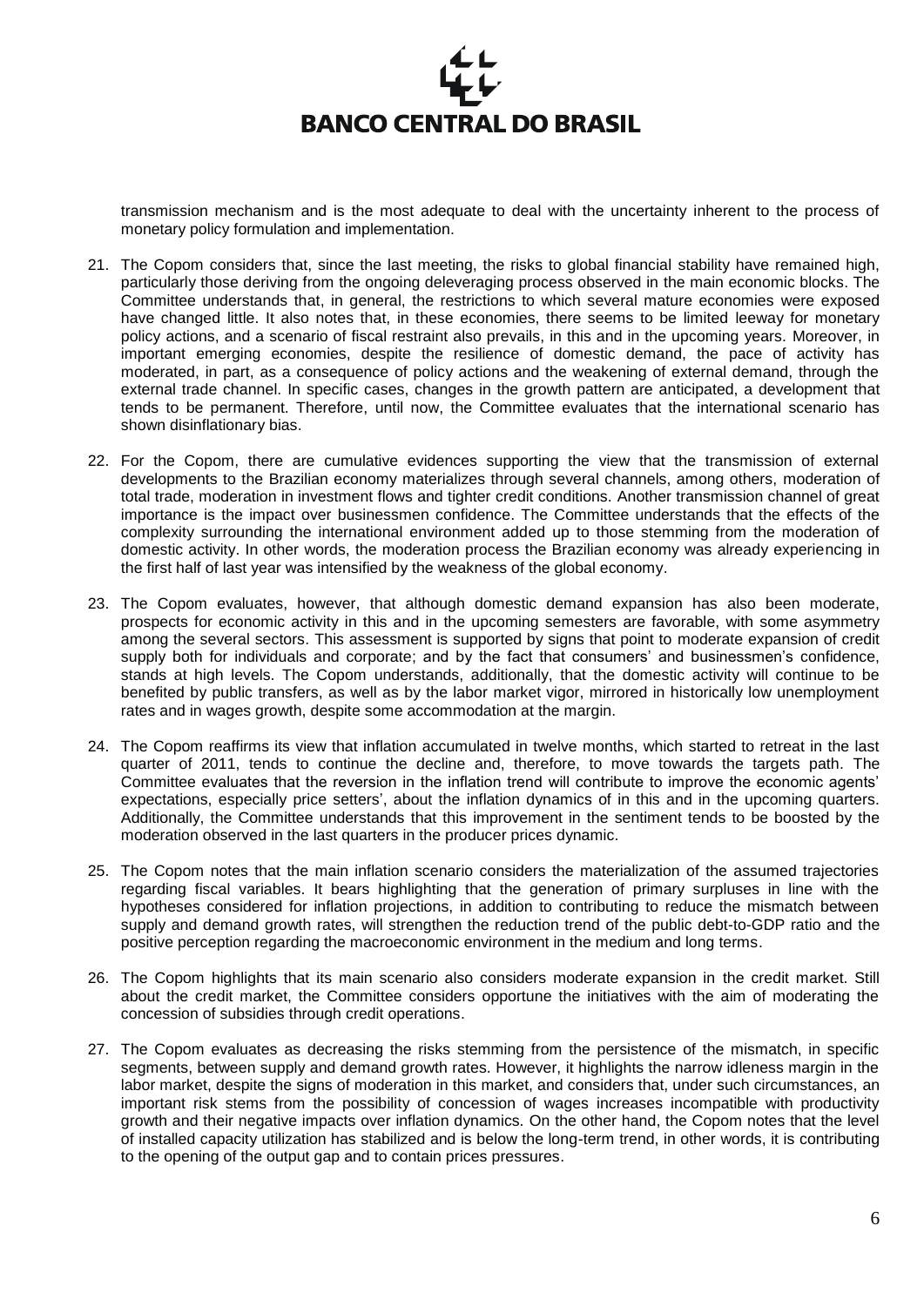transmission mechanism and is the most adequate to deal with the uncertainty inherent to the process of monetary policy formulation and implementation.

21. The Copom considers that, since the last meeting, the risks to global financial stability have remained high, particularly those deriving from the ongoing deleveraging process observed in the main economic blocks. The Committee understands that, in general, the restrictions to which several mature economies were exposed have changed little. It also notes that, in these economies, there seems to be limited leeway for monetary policy actions, and a scenario of fiscal restraint also prevails, in this and in the upcoming years. Moreover, in important emerging economies, despite the resilience of domestic demand, the pace of activity has moderated, in part, as a consequence of policy actions and the weakening of external demand, through the external trade channel. In specific cases, changes in the growth pattern are anticipated, a development that tends to be permanent. Therefore, until now, the Committee evaluates that the international scenario has shown disinflationary bias.

22. For the Copom, there are cumulative evidences supporting the view that the transmission of external developments to the Brazilian economy materializes through several channels, among others, moderation of total trade, moderation in investment flows and tighter credit conditions. Another transmission channel of great importance is the impact over businessmen confidence. The Committee understands that the effects of the complexity surrounding the international environment added up to those stemming from the moderation of domestic activity. In other words, the moderation process the Brazilian economy was already experiencing in the first half of last year was intensified by the weakness of the global economy.

23. The Copom evaluates, however, that although domestic demand expansion has also been moderate, prospects for economic activity in this and in the upcoming semesters are favorable, with some asymmetry among the several sectors. This assessment is supported by signs that point to moderate expansion of credit supply both for individuals and corporate; and by the fact that consumers' and businessmen's confidence, stands at high levels. The Copom understands, additionally, that the domestic activity will continue to be benefited by public transfers, as well as by the labor market vigor, mirrored in historically low unemployment rates and in wages growth, despite some accommodation at the margin.

24. The Copom reaffirms its view that inflation accumulated in twelve months, which started to retreat in the last quarter of 2011, tends to continue the decline and, therefore, to move towards the targets path. The Committee evaluates that the reversion in the inflation trend will contribute to improve the economic agents' expectations, especially price setters', about the inflation dynamics of in this and in the upcoming quarters. Additionally, the Committee understands that this improvement in the sentiment tends to be boosted by the moderation observed in the last quarters in the producer prices dynamic.

25. The Copom notes that the main inflation scenario considers the materialization of the assumed trajectories regarding fiscal variables. It bears highlighting that the generation of primary surpluses in line with the hypotheses considered for inflation projections, in addition to contributing to reduce the mismatch between supply and demand growth rates, will strengthen the reduction trend of the public debt-to-GDP ratio and the positive perception regarding the macroeconomic environment in the medium and long terms.

26. The Copom highlights that its main scenario also considers moderate expansion in the credit market. Still about the credit market, the Committee considers opportune the initiatives with the aim of moderating the concession of subsidies through credit operations.

27. The Copom evaluates as decreasing the risks stemming from the persistence of the mismatch, in specific segments, between supply and demand growth rates. However, it highlights the narrow idleness margin in the labor market, despite the signs of moderation in this market, and considers that, under such circumstances, an important risk stems from the possibility of concession of wages increases incompatible with productivity growth and their negative impacts over inflation dynamics. On the other hand, the Copom notes that the level of installed capacity utilization has stabilized and is below the long-term trend, in other words, it is contributing to the opening of the output gap and to contain prices pressures.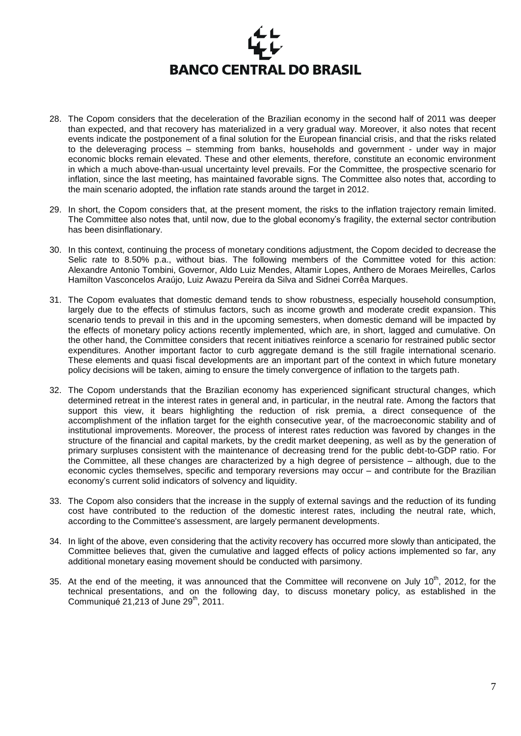28. The Copom considers that the deceleration of the Brazilian economy in the second half of 2011 was deeper than expected, and that recovery has materialized in a very gradual way. Moreover, it also notes that recent events indicate the postponement of a final solution for the European financial crisis, and that the risks related to the deleveraging process – stemming from banks, households and government - under way in major economic blocks remain elevated. These and other elements, therefore, constitute an economic environment in which a much above-than-usual uncertainty level prevails. For the Committee, the prospective scenario for inflation, since the last meeting, has maintained favorable signs. The Committee also notes that, according to the main scenario adopted, the inflation rate stands around the target in 2012.

29. In short, the Copom considers that, at the present moment, the risks to the inflation trajectory remain limited. The Committee also notes that, until now, due to the global economy's fragility, the external sector contribution has been disinflationary.

30. In this context, continuing the process of monetary conditions adjustment, the Copom decided to decrease the Selic rate to 8.50% p.a., without bias. The following members of the Committee voted for this action: Alexandre Antonio Tombini, Governor, Aldo Luiz Mendes, Altamir Lopes, Anthero de Moraes Meirelles, Carlos Hamilton Vasconcelos Araújo, Luiz Awazu Pereira da Silva and Sidnei Corrêa Marques.

31. The Copom evaluates that domestic demand tends to show robustness, especially household consumption, largely due to the effects of stimulus factors, such as income growth and moderate credit expansion. This scenario tends to prevail in this and in the upcoming semesters, when domestic demand will be impacted by the effects of monetary policy actions recently implemented, which are, in short, lagged and cumulative. On the other hand, the Committee considers that recent initiatives reinforce a scenario for restrained public sector expenditures. Another important factor to curb aggregate demand is the still fragile international scenario. These elements and quasi fiscal developments are an important part of the context in which future monetary policy decisions will be taken, aiming to ensure the timely convergence of inflation to the targets path.

32. The Copom understands that the Brazilian economy has experienced significant structural changes, which determined retreat in the interest rates in general and, in particular, in the neutral rate. Among the factors that support this view, it bears highlighting the reduction of risk premia, a direct consequence of the accomplishment of the inflation target for the eighth consecutive year, of the macroeconomic stability and of institutional improvements. Moreover, the process of interest rates reduction was favored by changes in the structure of the financial and capital markets, by the credit market deepening, as well as by the generation of primary surpluses consistent with the maintenance of decreasing trend for the public debt-to-GDP ratio. For the Committee, all these changes are characterized by a high degree of persistence – although, due to the economic cycles themselves, specific and temporary reversions may occur – and contribute for the Brazilian economy's current solid indicators of solvency and liquidity.

33. The Copom also considers that the increase in the supply of external savings and the reduction of its funding cost have contributed to the reduction of the domestic interest rates, including the neutral rate, which, according to the Committee's assessment, are largely permanent developments.

34. In light of the above, even considering that the activity recovery has occurred more slowly than anticipated, the Committee believes that, given the cumulative and lagged effects of policy actions implemented so far, any additional monetary easing movement should be conducted with parsimony.

35. At the end of the meeting, it was announced that the Committee will reconvene on July 10th, 2012, for the technical presentations, and on the following day, to discuss monetary policy, as established in the Communiqué 21,213 of June 29th, 2011.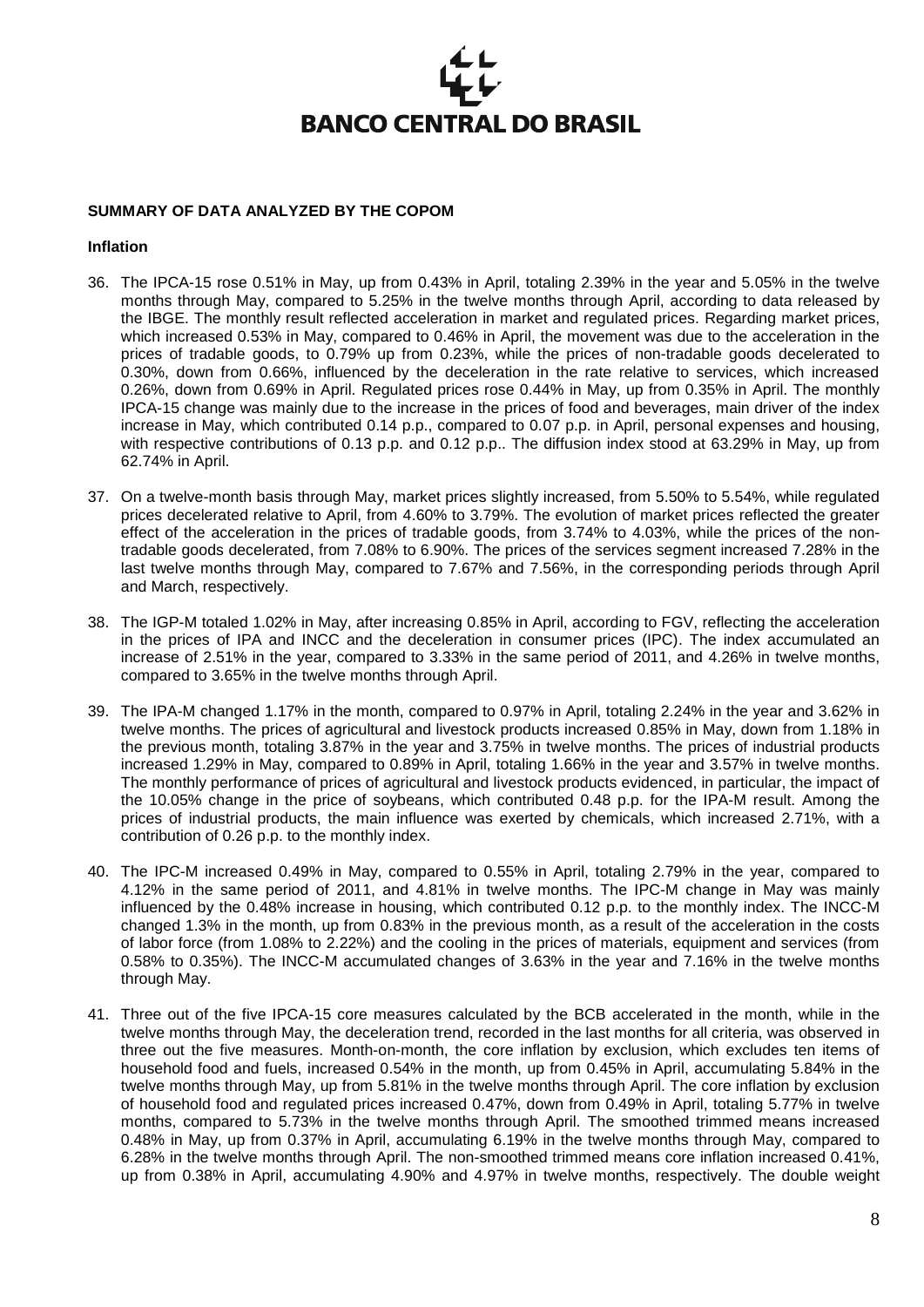**BANCO CENTRAL DO BRASIL**

**SUMMARY OF DATA ANALYZED BY THE COPOM**

**Inflation**

36. The IPCA-15 rose 0.51% in May, up from 0.43% in April, totaling 2.39% in the year and 5.05% in the twelve months through May, compared to 5.25% in the twelve months through April, according to data released by the IBGE. The monthly result reflected acceleration in market and regulated prices. Regarding market prices, which increased 0.53% in May, compared to 0.46% in April, the movement was due to the acceleration in the prices of tradable goods, to 0.79% up from 0.23%, while the prices of non-tradable goods decelerated to 0.30%, down from 0.66%, influenced by the deceleration in the rate relative to services, which increased 0.26%, down from 0.69% in April. Regulated prices rose 0.44% in May, up from 0.35% in April. The monthly IPCA-15 change was mainly due to the increase in the prices of food and beverages, main driver of the index increase in May, which contributed 0.14 p.p., compared to 0.07 p.p. in April, personal expenses and housing, with respective contributions of 0.13 p.p. and 0.12 p.p.. The diffusion index stood at 63.29% in May, up from 62.74% in April.

37. On a twelve-month basis through May, market prices slightly increased, from 5.50% to 5.54%, while regulated prices decelerated relative to April, from 4.60% to 3.79%. The evolution of market prices reflected the greater effect of the acceleration in the prices of tradable goods, from 3.74% to 4.03%, while the prices of the non-tradable goods decelerated, from 7.08% to 6.90%. The prices of the services segment increased 7.28% in the last twelve months through May, compared to 7.67% and 7.56%, in the corresponding periods through April and March, respectively.

38. The IGP-M totaled 1.02% in May, after increasing 0.85% in April, according to FGV, reflecting the acceleration in the prices of IPA and INCC and the deceleration in consumer prices (IPC). The index accumulated an increase of 2.51% in the year, compared to 3.33% in the same period of 2011, and 4.26% in twelve months, compared to 3.65% in the twelve months through April.

39. The IPA-M changed 1.17% in the month, compared to 0.97% in April, totaling 2.24% in the year and 3.62% in twelve months. The prices of agricultural and livestock products increased 0.85% in May, down from 1.18% in the previous month, totaling 3.87% in the year and 3.75% in twelve months. The prices of industrial products increased 1.29% in May, compared to 0.89% in April, totaling 1.66% in the year and 3.57% in twelve months. The monthly performance of prices of agricultural and livestock products evidenced, in particular, the impact of the 10.05% change in the price of soybeans, which contributed 0.48 p.p. for the IPA-M result. Among the prices of industrial products, the main influence was exerted by chemicals, which increased 2.71%, with a contribution of 0.26 p.p. to the monthly index.

40. The IPC-M increased 0.49% in May, compared to 0.55% in April, totaling 2.79% in the year, compared to 4.12% in the same period of 2011, and 4.81% in twelve months. The IPC-M change in May was mainly influenced by the 0.48% increase in housing, which contributed 0.12 p.p. to the monthly index. The INCC-M changed 1.3% in the month, up from 0.83% in the previous month, as a result of the acceleration in the costs of labor force (from 1.08% to 2.22%) and the cooling in the prices of materials, equipment and services (from 0.58% to 0.35%). The INCC-M accumulated changes of 3.63% in the year and 7.16% in the twelve months through May.

41. Three out of the five IPCA-15 core measures calculated by the BCB accelerated in the month, while in the twelve months through May, the deceleration trend, recorded in the last months for all criteria, was observed in three out the five measures. Month-on-month, the core inflation by exclusion, which excludes ten items of household food and fuels, increased 0.54% in the month, up from 0.45% in April, accumulating 5.84% in the twelve months through May, up from 5.81% in the twelve months through April. The core inflation by exclusion of household food and regulated prices increased 0.47%, down from 0.49% in April, totaling 5.77% in twelve months, compared to 5.73% in the twelve months through April. The smoothed trimmed means increased 0.48% in May, up from 0.37% in April, accumulating 6.19% in the twelve months through May, compared to 6.28% in the twelve months through April. The non-smoothed trimmed means core inflation increased 0.41%, up from 0.38% in April, accumulating 4.90% and 4.97% in twelve months, respectively. The double weight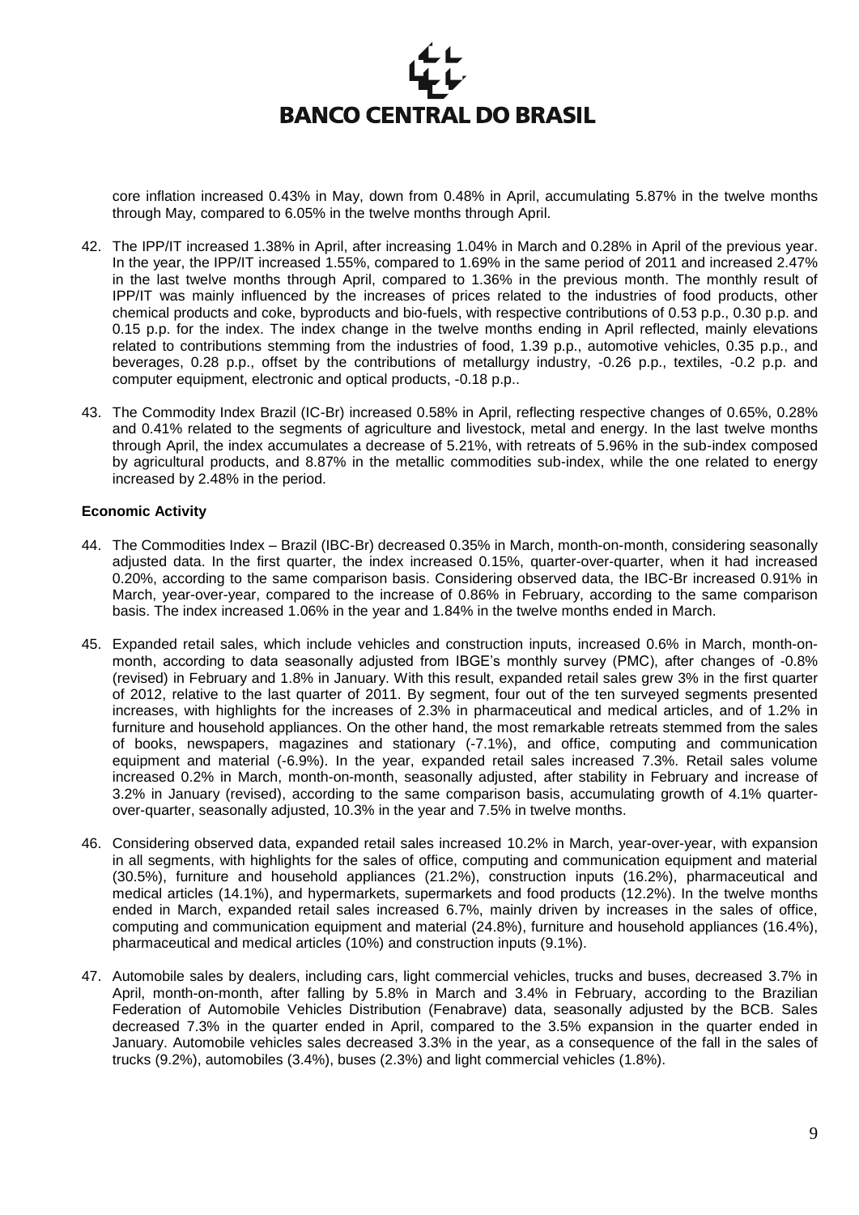core inflation increased 0.43% in May, down from 0.48% in April, accumulating 5.87% in the twelve months through May, compared to 6.05% in the twelve months through April.

42. The IPP/IT increased 1.38% in April, after increasing 1.04% in March and 0.28% in April of the previous year. In the year, the IPP/IT increased 1.55%, compared to 1.69% in the same period of 2011 and increased 2.47% in the last twelve months through April, compared to 1.36% in the previous month. The monthly result of IPP/IT was mainly influenced by the increases of prices related to the industries of food products, other chemical products and coke, byproducts and bio-fuels, with respective contributions of 0.53 p.p., 0.30 p.p. and 0.15 p.p. for the index. The index change in the twelve months ending in April reflected, mainly elevations related to contributions stemming from the industries of food, 1.39 p.p., automotive vehicles, 0.35 p.p., and beverages, 0.28 p.p., offset by the contributions of metallurgy industry, -0.26 p.p., textiles, -0.2 p.p. and computer equipment, electronic and optical products, -0.18 p.p..

43. The Commodity Index Brazil (IC-Br) increased 0.58% in April, reflecting respective changes of 0.65%, 0.28% and 0.41% related to the segments of agriculture and livestock, metal and energy. In the last twelve months through April, the index accumulates a decrease of 5.21%, with retreats of 5.96% in the sub-index composed by agricultural products, and 8.87% in the metallic commodities sub-index, while the one related to energy increased by 2.48% in the period.

**Economic Activity**

44. The Commodities Index – Brazil (IBC-Br) decreased 0.35% in March, month-on-month, considering seasonally adjusted data. In the first quarter, the index increased 0.15%, quarter-over-quarter, when it had increased 0.20%, according to the same comparison basis. Considering observed data, the IBC-Br increased 0.91% in March, year-over-year, compared to the increase of 0.86% in February, according to the same comparison basis. The index increased 1.06% in the year and 1.84% in the twelve months ended in March.

45. Expanded retail sales, which include vehicles and construction inputs, increased 0.6% in March, month-on-month, according to data seasonally adjusted from IBGE's monthly survey (PMC), after changes of -0.8% (revised) in February and 1.8% in January. With this result, expanded retail sales grew 3% in the first quarter of 2012, relative to the last quarter of 2011. By segment, four out of the ten surveyed segments presented increases, with highlights for the increases of 2.3% in pharmaceutical and medical articles, and of 1.2% in furniture and household appliances. On the other hand, the most remarkable retreats stemmed from the sales of books, newspapers, magazines and stationary (-7.1%), and office, computing and communication equipment and material (-6.9%). In the year, expanded retail sales increased 7.3%. Retail sales volume increased 0.2% in March, month-on-month, seasonally adjusted, after stability in February and increase of 3.2% in January (revised), according to the same comparison basis, accumulating growth of 4.1% quarter-over-quarter, seasonally adjusted, 10.3% in the year and 7.5% in twelve months.

46. Considering observed data, expanded retail sales increased 10.2% in March, year-over-year, with expansion in all segments, with highlights for the sales of office, computing and communication equipment and material (30.5%), furniture and household appliances (21.2%), construction inputs (16.2%), pharmaceutical and medical articles (14.1%), and hypermarkets, supermarkets and food products (12.2%). In the twelve months ended in March, expanded retail sales increased 6.7%, mainly driven by increases in the sales of office, computing and communication equipment and material (24.8%), furniture and household appliances (16.4%), pharmaceutical and medical articles (10%) and construction inputs (9.1%).

47. Automobile sales by dealers, including cars, light commercial vehicles, trucks and buses, decreased 3.7% in April, month-on-month, after falling by 5.8% in March and 3.4% in February, according to the Brazilian Federation of Automobile Vehicles Distribution (Fenabrave) data, seasonally adjusted by the BCB. Sales decreased 7.3% in the quarter ended in April, compared to the 3.5% expansion in the quarter ended in January. Automobile vehicles sales decreased 3.3% in the year, as a consequence of the fall in the sales of trucks (9.2%), automobiles (3.4%), buses (2.3%) and light commercial vehicles (1.8%).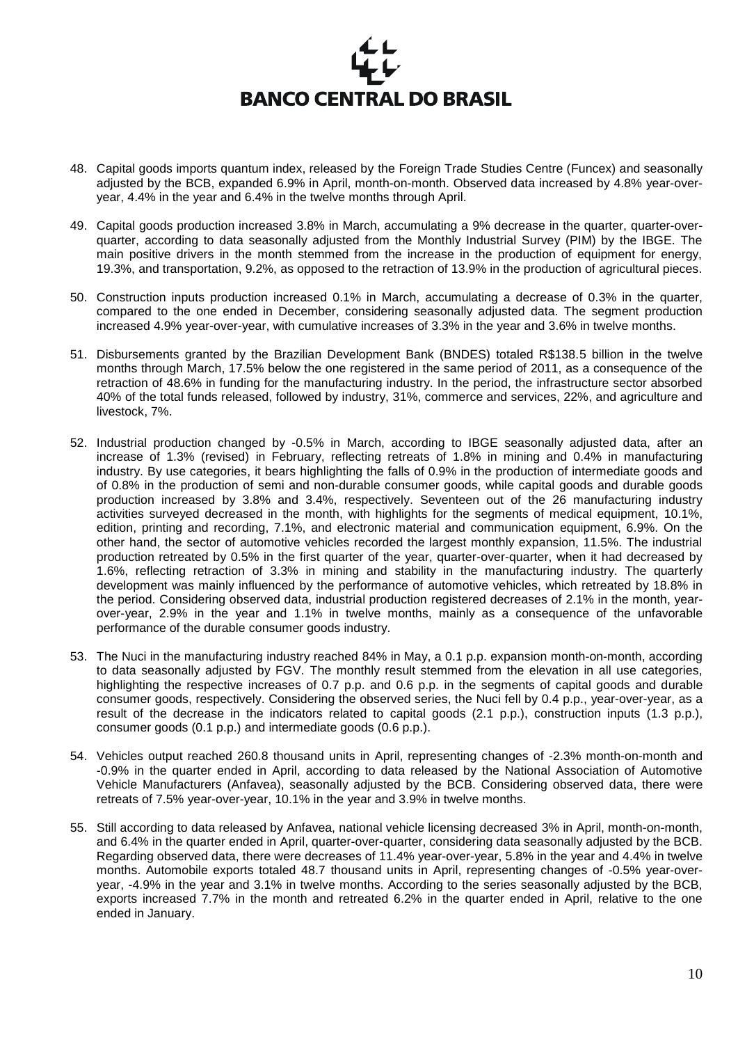48. Capital goods imports quantum index, released by the Foreign Trade Studies Centre (Funcex) and seasonally adjusted by the BCB, expanded 6.9% in April, month-on-month. Observed data increased by 4.8% year-over-year, 4.4% in the year and 6.4% in the twelve months through April.

49. Capital goods production increased 3.8% in March, accumulating a 9% decrease in the quarter, quarter-over-quarter, according to data seasonally adjusted from the Monthly Industrial Survey (PIM) by the IBGE. The main positive drivers in the month stemmed from the increase in the production of equipment for energy, 19.3%, and transportation, 9.2%, as opposed to the retraction of 13.9% in the production of agricultural pieces.

50. Construction inputs production increased 0.1% in March, accumulating a decrease of 0.3% in the quarter, compared to the one ended in December, considering seasonally adjusted data. The segment production increased 4.9% year-over-year, with cumulative increases of 3.3% in the year and 3.6% in twelve months.

51. Disbursements granted by the Brazilian Development Bank (BNDES) totaled R$138.5 billion in the twelve months through March, 17.5% below the one registered in the same period of 2011, as a consequence of the retraction of 48.6% in funding for the manufacturing industry. In the period, the infrastructure sector absorbed 40% of the total funds released, followed by industry, 31%, commerce and services, 22%, and agriculture and livestock, 7%.

52. Industrial production changed by -0.5% in March, according to IBGE seasonally adjusted data, after an increase of 1.3% (revised) in February, reflecting retreats of 1.8% in mining and 0.4% in manufacturing industry. By use categories, it bears highlighting the falls of 0.9% in the production of intermediate goods and of 0.8% in the production of semi and non-durable consumer goods, while capital goods and durable goods production increased by 3.8% and 3.4%, respectively. Seventeen out of the 26 manufacturing industry activities surveyed decreased in the month, with highlights for the segments of medical equipment, 10.1%, edition, printing and recording, 7.1%, and electronic material and communication equipment, 6.9%. On the other hand, the sector of automotive vehicles recorded the largest monthly expansion, 11.5%. The industrial production retreated by 0.5% in the first quarter of the year, quarter-over-quarter, when it had decreased by 1.6%, reflecting retraction of 3.3% in mining and stability in the manufacturing industry. The quarterly development was mainly influenced by the performance of automotive vehicles, which retreated by 18.8% in the period. Considering observed data, industrial production registered decreases of 2.1% in the month, year-over-year, 2.9% in the year and 1.1% in twelve months, mainly as a consequence of the unfavorable performance of the durable consumer goods industry.

53. The Nuci in the manufacturing industry reached 84% in May, a 0.1 p.p. expansion month-on-month, according to data seasonally adjusted by FGV. The monthly result stemmed from the elevation in all use categories, highlighting the respective increases of 0.7 p.p. and 0.6 p.p. in the segments of capital goods and durable consumer goods, respectively. Considering the observed series, the Nuci fell by 0.4 p.p., year-over-year, as a result of the decrease in the indicators related to capital goods (2.1 p.p.), construction inputs (1.3 p.p.), consumer goods (0.1 p.p.) and intermediate goods (0.6 p.p.).

54. Vehicles output reached 260.8 thousand units in April, representing changes of -2.3% month-on-month and -0.9% in the quarter ended in April, according to data released by the National Association of Automotive Vehicle Manufacturers (Anfavea), seasonally adjusted by the BCB. Considering observed data, there were retreats of 7.5% year-over-year, 10.1% in the year and 3.9% in twelve months.

55. Still according to data released by Anfavea, national vehicle licensing decreased 3% in April, month-on-month, and 6.4% in the quarter ended in April, quarter-over-quarter, considering data seasonally adjusted by the BCB. Regarding observed data, there were decreases of 11.4% year-over-year, 5.8% in the year and 4.4% in twelve months. Automobile exports totaled 48.7 thousand units in April, representing changes of -0.5% year-over-year, -4.9% in the year and 3.1% in twelve months. According to the series seasonally adjusted by the BCB, exports increased 7.7% in the month and retreated 6.2% in the quarter ended in April, relative to the one ended in January.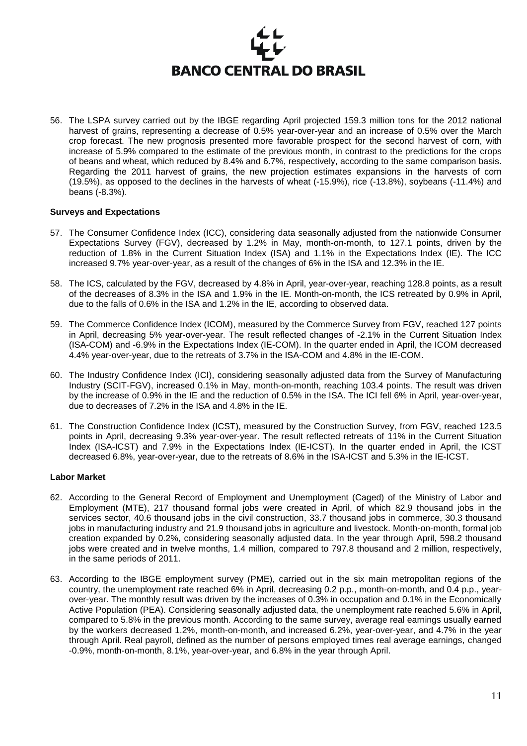56. The LSPA survey carried out by the IBGE regarding April projected 159.3 million tons for the 2012 national harvest of grains, representing a decrease of 0.5% year-over-year and an increase of 0.5% over the March crop forecast. The new prognosis presented more favorable prospect for the second harvest of corn, with increase of 5.9% compared to the estimate of the previous month, in contrast to the predictions for the crops of beans and wheat, which reduced by 8.4% and 6.7%, respectively, according to the same comparison basis. Regarding the 2011 harvest of grains, the new projection estimates expansions in the harvests of corn (19.5%), as opposed to the declines in the harvests of wheat (-15.9%), rice (-13.8%), soybeans (-11.4%) and beans (-8.3%).

**Surveys and Expectations**

57. The Consumer Confidence Index (ICC), considering data seasonally adjusted from the nationwide Consumer Expectations Survey (FGV), decreased by 1.2% in May, month-on-month, to 127.1 points, driven by the reduction of 1.8% in the Current Situation Index (ISA) and 1.1% in the Expectations Index (IE). The ICC increased 9.7% year-over-year, as a result of the changes of 6% in the ISA and 12.3% in the IE.

58. The ICS, calculated by the FGV, decreased by 4.8% in April, year-over-year, reaching 128.8 points, as a result of the decreases of 8.3% in the ISA and 1.9% in the IE. Month-on-month, the ICS retreated by 0.9% in April, due to the falls of 0.6% in the ISA and 1.2% in the IE, according to observed data.

59. The Commerce Confidence Index (ICOM), measured by the Commerce Survey from FGV, reached 127 points in April, decreasing 5% year-over-year. The result reflected changes of -2.1% in the Current Situation Index (ISA-COM) and -6.9% in the Expectations Index (IE-COM). In the quarter ended in April, the ICOM decreased 4.4% year-over-year, due to the retreats of 3.7% in the ISA-COM and 4.8% in the IE-COM.

60. The Industry Confidence Index (ICI), considering seasonally adjusted data from the Survey of Manufacturing Industry (SCIT-FGV), increased 0.1% in May, month-on-month, reaching 103.4 points. The result was driven by the increase of 0.9% in the IE and the reduction of 0.5% in the ISA. The ICI fell 6% in April, year-over-year, due to decreases of 7.2% in the ISA and 4.8% in the IE.

61. The Construction Confidence Index (ICST), measured by the Construction Survey, from FGV, reached 123.5 points in April, decreasing 9.3% year-over-year. The result reflected retreats of 11% in the Current Situation Index (ISA-ICST) and 7.9% in the Expectations Index (IE-ICST). In the quarter ended in April, the ICST decreased 6.8%, year-over-year, due to the retreats of 8.6% in the ISA-ICST and 5.3% in the IE-ICST.

**Labor Market**

62. According to the General Record of Employment and Unemployment (Caged) of the Ministry of Labor and Employment (MTE), 217 thousand formal jobs were created in April, of which 82.9 thousand jobs in the services sector, 40.6 thousand jobs in the civil construction, 33.7 thousand jobs in commerce, 30.3 thousand jobs in manufacturing industry and 21.9 thousand jobs in agriculture and livestock. Month-on-month, formal job creation expanded by 0.2%, considering seasonally adjusted data. In the year through April, 598.2 thousand jobs were created and in twelve months, 1.4 million, compared to 797.8 thousand and 2 million, respectively, in the same periods of 2011.

63. According to the IBGE employment survey (PME), carried out in the six main metropolitan regions of the country, the unemployment rate reached 6% in April, decreasing 0.2 p.p., month-on-month, and 0.4 p.p., year-over-year. The monthly result was driven by the increases of 0.3% in occupation and 0.1% in the Economically Active Population (PEA). Considering seasonally adjusted data, the unemployment rate reached 5.6% in April, compared to 5.8% in the previous month. According to the same survey, average real earnings usually earned by the workers decreased 1.2%, month-on-month, and increased 6.2%, year-over-year, and 4.7% in the year through April. Real payroll, defined as the number of persons employed times real average earnings, changed -0.9%, month-on-month, 8.1%, year-over-year, and 6.8% in the year through April.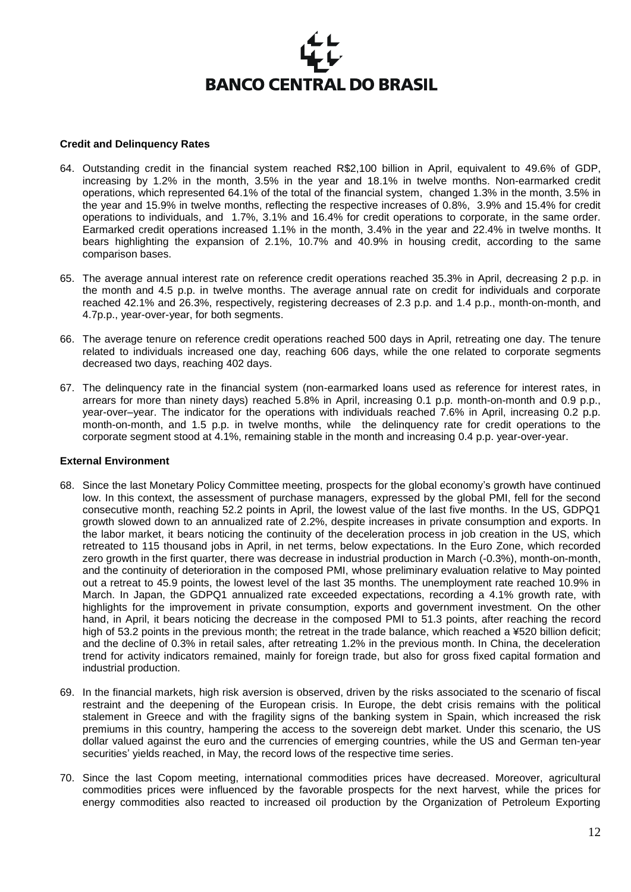### Credit and Delinquency Rates

64. Outstanding credit in the financial system reached R$2,100 billion in April, equivalent to 49.6% of GDP, increasing by 1.2% in the month, 3.5% in the year and 18.1% in twelve months. Non-earmarked credit operations, which represented 64.1% of the total of the financial system, changed 1.3% in the month, 3.5% in the year and 15.9% in twelve months, reflecting the respective increases of 0.8%, 3.9% and 15.4% for credit operations to individuals, and 1.7%, 3.1% and 16.4% for credit operations to corporate, in the same order. Earmarked credit operations increased 1.1% in the month, 3.4% in the year and 22.4% in twelve months. It bears highlighting the expansion of 2.1%, 10.7% and 40.9% in housing credit, according to the same comparison bases.

65. The average annual interest rate on reference credit operations reached 35.3% in April, decreasing 2 p.p. in the month and 4.5 p.p. in twelve months. The average annual rate on credit for individuals and corporate reached 42.1% and 26.3%, respectively, registering decreases of 2.3 p.p. and 1.4 p.p., month-on-month, and 4.7p.p., year-over-year, for both segments.

66. The average tenure on reference credit operations reached 500 days in April, retreating one day. The tenure related to individuals increased one day, reaching 606 days, while the one related to corporate segments decreased two days, reaching 402 days.

67. The delinquency rate in the financial system (non-earmarked loans used as reference for interest rates, in arrears for more than ninety days) reached 5.8% in April, increasing 0.1 p.p. month-on-month and 0.9 p.p., year-over–year. The indicator for the operations with individuals reached 7.6% in April, increasing 0.2 p.p. month-on-month, and 1.5 p.p. in twelve months, while the delinquency rate for credit operations to the corporate segment stood at 4.1%, remaining stable in the month and increasing 0.4 p.p. year-over-year.

### External Environment

68. Since the last Monetary Policy Committee meeting, prospects for the global economy's growth have continued low. In this context, the assessment of purchase managers, expressed by the global PMI, fell for the second consecutive month, reaching 52.2 points in April, the lowest value of the last five months. In the US, GDPQ1 growth slowed down to an annualized rate of 2.2%, despite increases in private consumption and exports. In the labor market, it bears noticing the continuity of the deceleration process in job creation in the US, which retreated to 115 thousand jobs in April, in net terms, below expectations. In the Euro Zone, which recorded zero growth in the first quarter, there was decrease in industrial production in March (-0.3%), month-on-month, and the continuity of deterioration in the composed PMI, whose preliminary evaluation relative to May pointed out a retreat to 45.9 points, the lowest level of the last 35 months. The unemployment rate reached 10.9% in March. In Japan, the GDPQ1 annualized rate exceeded expectations, recording a 4.1% growth rate, with highlights for the improvement in private consumption, exports and government investment. On the other hand, in April, it bears noticing the decrease in the composed PMI to 51.3 points, after reaching the record high of 53.2 points in the previous month; the retreat in the trade balance, which reached a ¥520 billion deficit; and the decline of 0.3% in retail sales, after retreating 1.2% in the previous month. In China, the deceleration trend for activity indicators remained, mainly for foreign trade, but also for gross fixed capital formation and industrial production.

69. In the financial markets, high risk aversion is observed, driven by the risks associated to the scenario of fiscal restraint and the deepening of the European crisis. In Europe, the debt crisis remains with the political stalement in Greece and with the fragility signs of the banking system in Spain, which increased the risk premiums in this country, hampering the access to the sovereign debt market. Under this scenario, the US dollar valued against the euro and the currencies of emerging countries, while the US and German ten-year securities' yields reached, in May, the record lows of the respective time series.

70. Since the last Copom meeting, international commodities prices have decreased. Moreover, agricultural commodities prices were influenced by the favorable prospects for the next harvest, while the prices for energy commodities also reacted to increased oil production by the Organization of Petroleum Exporting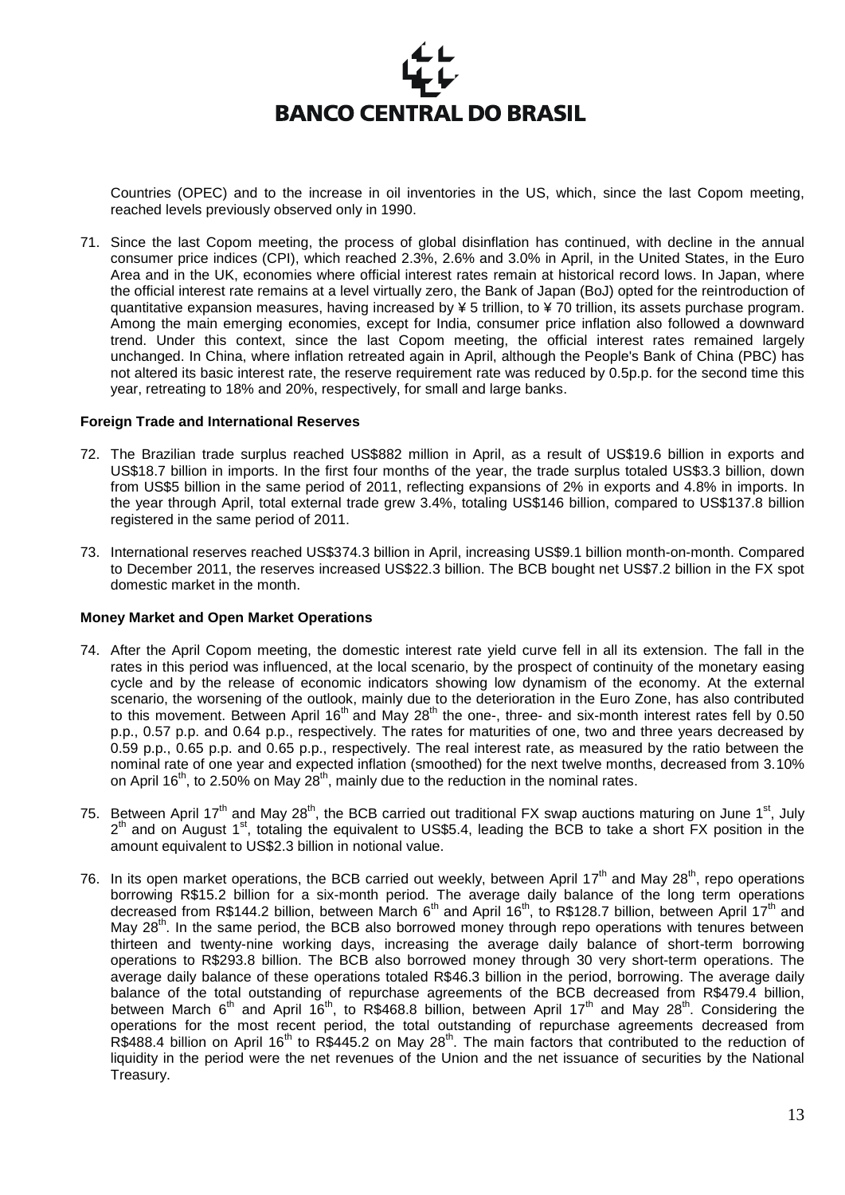Countries (OPEC) and to the increase in oil inventories in the US, which, since the last Copom meeting, reached levels previously observed only in 1990.

71. Since the last Copom meeting, the process of global disinflation has continued, with decline in the annual consumer price indices (CPI), which reached 2.3%, 2.6% and 3.0% in April, in the United States, in the Euro Area and in the UK, economies where official interest rates remain at historical record lows. In Japan, where the official interest rate remains at a level virtually zero, the Bank of Japan (BoJ) opted for the reintroduction of quantitative expansion measures, having increased by ¥ 5 trillion, to ¥ 70 trillion, its assets purchase program. Among the main emerging economies, except for India, consumer price inflation also followed a downward trend. Under this context, since the last Copom meeting, the official interest rates remained largely unchanged. In China, where inflation retreated again in April, although the People's Bank of China (PBC) has not altered its basic interest rate, the reserve requirement rate was reduced by 0.5p.p. for the second time this year, retreating to 18% and 20%, respectively, for small and large banks.

**Foreign Trade and International Reserves**

72. The Brazilian trade surplus reached US$882 million in April, as a result of US$19.6 billion in exports and US$18.7 billion in imports. In the first four months of the year, the trade surplus totaled US$3.3 billion, down from US$5 billion in the same period of 2011, reflecting expansions of 2% in exports and 4.8% in imports. In the year through April, total external trade grew 3.4%, totaling US$146 billion, compared to US$137.8 billion registered in the same period of 2011.

73. International reserves reached US$374.3 billion in April, increasing US$9.1 billion month-on-month. Compared to December 2011, the reserves increased US$22.3 billion. The BCB bought net US$7.2 billion in the FX spot domestic market in the month.

**Money Market and Open Market Operations**

74. After the April Copom meeting, the domestic interest rate yield curve fell in all its extension. The fall in the rates in this period was influenced, at the local scenario, by the prospect of continuity of the monetary easing cycle and by the release of economic indicators showing low dynamism of the economy. At the external scenario, the worsening of the outlook, mainly due to the deterioration in the Euro Zone, has also contributed to this movement. Between April 16th and May 28th the one-, three- and six-month interest rates fell by 0.50 p.p., 0.57 p.p. and 0.64 p.p., respectively. The rates for maturities of one, two and three years decreased by 0.59 p.p., 0.65 p.p. and 0.65 p.p., respectively. The real interest rate, as measured by the ratio between the nominal rate of one year and expected inflation (smoothed) for the next twelve months, decreased from 3.10% on April 16th, to 2.50% on May 28th, mainly due to the reduction in the nominal rates.

75. Between April 17th and May 28th, the BCB carried out traditional FX swap auctions maturing on June 1st, July 2nd and on August 1st, totaling the equivalent to US$5.4, leading the BCB to take a short FX position in the amount equivalent to US$2.3 billion in notional value.

76. In its open market operations, the BCB carried out weekly, between April 17th and May 28th, repo operations borrowing R$15.2 billion for a six-month period. The average daily balance of the long term operations decreased from R$144.2 billion, between March 6th and April 16th, to R$128.7 billion, between April 17th and May 28th. In the same period, the BCB also borrowed money through repo operations with tenures between thirteen and twenty-nine working days, increasing the average daily balance of short-term borrowing operations to R$293.8 billion. The BCB also borrowed money through 30 very short-term operations. The average daily balance of these operations totaled R$46.3 billion in the period, borrowing. The average daily balance of the total outstanding of repurchase agreements of the BCB decreased from R$479.4 billion, between March 6th and April 16th, to R$468.8 billion, between April 17th and May 28th. Considering the operations for the most recent period, the total outstanding of repurchase agreements decreased from R$488.4 billion on April 16th to R$445.2 on May 28th. The main factors that contributed to the reduction of liquidity in the period were the net revenues of the Union and the net issuance of securities by the National Treasury.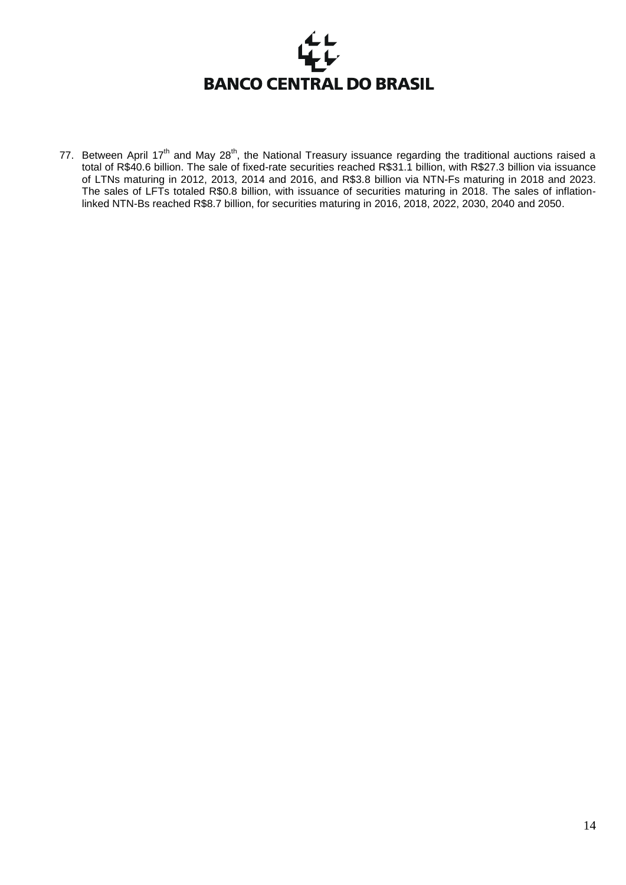77. Between April 17th and May 28th, the National Treasury issuance regarding the traditional auctions raised a total of R$40.6 billion. The sale of fixed-rate securities reached R$31.1 billion, with R$27.3 billion via issuance of LTNs maturing in 2012, 2013, 2014 and 2016, and R$3.8 billion via NTN-Fs maturing in 2018 and 2023. The sales of LFTs totaled R$0.8 billion, with issuance of securities maturing in 2018. The sales of inflation-linked NTN-Bs reached R$8.7 billion, for securities maturing in 2016, 2018, 2022, 2030, 2040 and 2050.